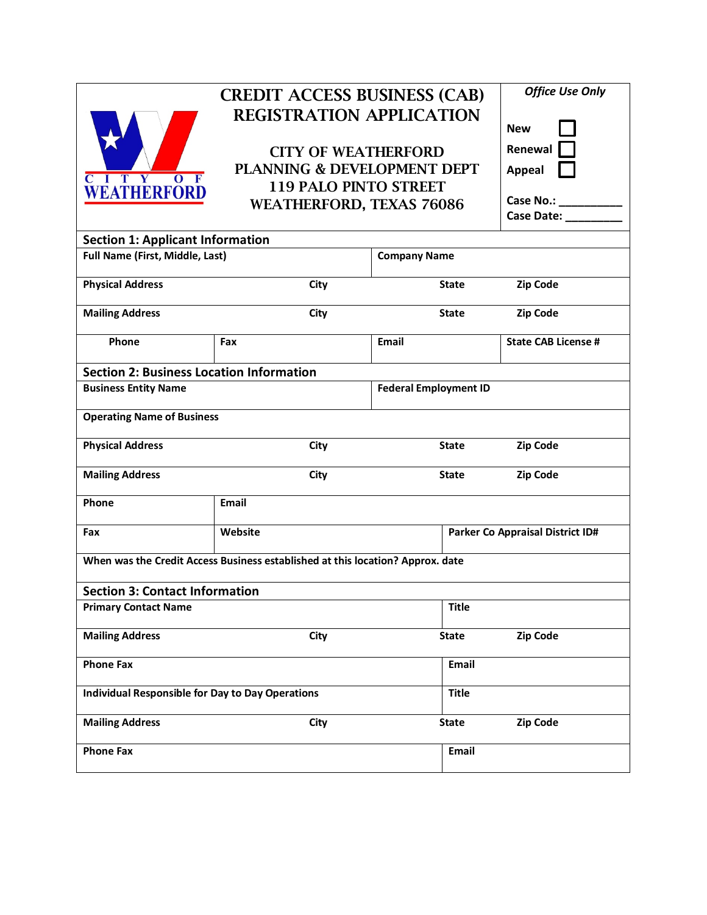# CREDIT ACCESS BUSINESS (CAB) REGISTRATION APPLICATION

CITY OF WEATHERFORD
PLANNING & DEVELOPMENT DEPT
119 PALO PINTO STREET
WEATHERFORD, TEXAS 76086

*Office Use Only*

**New** ☐
**Renewal** ☐
**Appeal** ☐

**Case No.:** __________
**Case Date:** _________

## Section 1: Applicant Information

| | | | |
|---|---|---|---|
| **Full Name (First, Middle, Last)** | | **Company Name** | |
| **Physical Address** | **City** | **State** | **Zip Code** |
| **Mailing Address** | **City** | **State** | **Zip Code** |
| **Phone** | **Fax** | **Email** | **State CAB License #** |

## Section 2: Business Location Information

| | | | |
|---|---|---|---|
| **Business Entity Name** | | **Federal Employment ID** | |
| **Operating Name of Business** | | | |
| **Physical Address** | **City** | **State** | **Zip Code** |
| **Mailing Address** | **City** | **State** | **Zip Code** |
| **Phone** | **Email** | | |
| **Fax** | **Website** | **Parker Co Appraisal District ID#** | |
| **When was the Credit Access Business established at this location? Approx. date** | | | |

## Section 3: Contact Information

| | | | |
|---|---|---|---|
| **Primary Contact Name** | | **Title** | |
| **Mailing Address** | **City** | **State** | **Zip Code** |
| **Phone Fax** | | **Email** | |
| **Individual Responsible for Day to Day Operations** | | **Title** | |
| **Mailing Address** | **City** | **State** | **Zip Code** |
| **Phone Fax** | | **Email** | |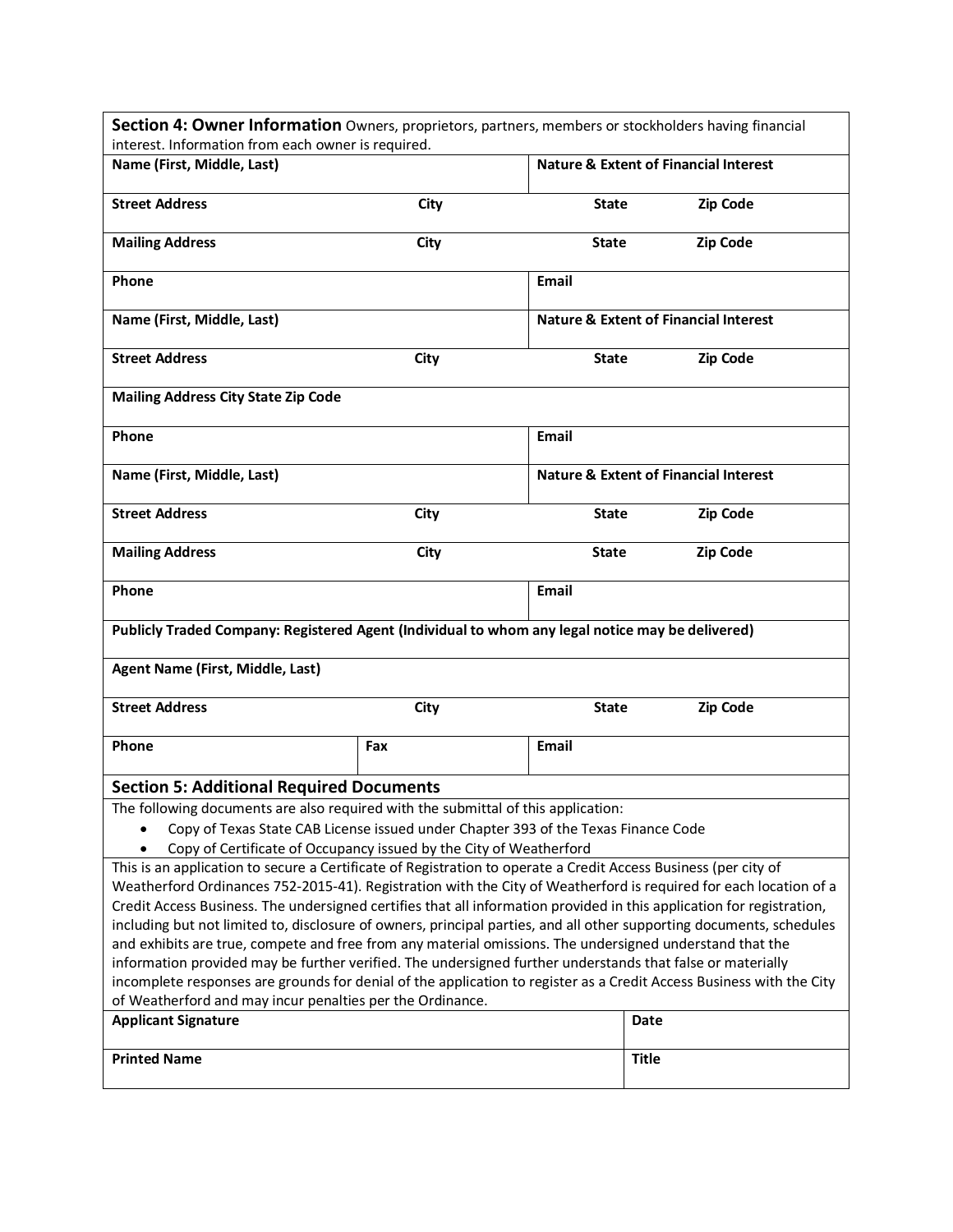**Section 4: Owner Information** Owners, proprietors, partners, members or stockholders having financial interest. Information from each owner is required.

| Name (First, Middle, Last) | | Nature & Extent of Financial Interest | |
|---|---|---|---|
| **Street Address** | **City** | **State** | **Zip Code** |
| **Mailing Address** | **City** | **State** | **Zip Code** |
| **Phone** | | **Email** | |
| **Name (First, Middle, Last)** | | **Nature & Extent of Financial Interest** | |
| **Street Address** | **City** | **State** | **Zip Code** |
| **Mailing Address City State Zip Code** | | | |
| **Phone** | | **Email** | |
| **Name (First, Middle, Last)** | | **Nature & Extent of Financial Interest** | |
| **Street Address** | **City** | **State** | **Zip Code** |
| **Mailing Address** | **City** | **State** | **Zip Code** |
| **Phone** | | **Email** | |

**Publicly Traded Company: Registered Agent (Individual to whom any legal notice may be delivered)**

| Agent Name (First, Middle, Last) | | | |
|---|---|---|---|
| **Street Address** | **City** | **State** | **Zip Code** |
| **Phone** | **Fax** | **Email** | |

## Section 5: Additional Required Documents

The following documents are also required with the submittal of this application:

- Copy of Texas State CAB License issued under Chapter 393 of the Texas Finance Code
- Copy of Certificate of Occupancy issued by the City of Weatherford

This is an application to secure a Certificate of Registration to operate a Credit Access Business (per city of Weatherford Ordinances 752-2015-41). Registration with the City of Weatherford is required for each location of a Credit Access Business. The undersigned certifies that all information provided in this application for registration, including but not limited to, disclosure of owners, principal parties, and all other supporting documents, schedules and exhibits are true, compete and free from any material omissions. The undersigned understand that the information provided may be further verified. The undersigned further understands that false or materially incomplete responses are grounds for denial of the application to register as a Credit Access Business with the City of Weatherford and may incur penalties per the Ordinance.

| Applicant Signature | Date |
|---|---|
| **Printed Name** | **Title** |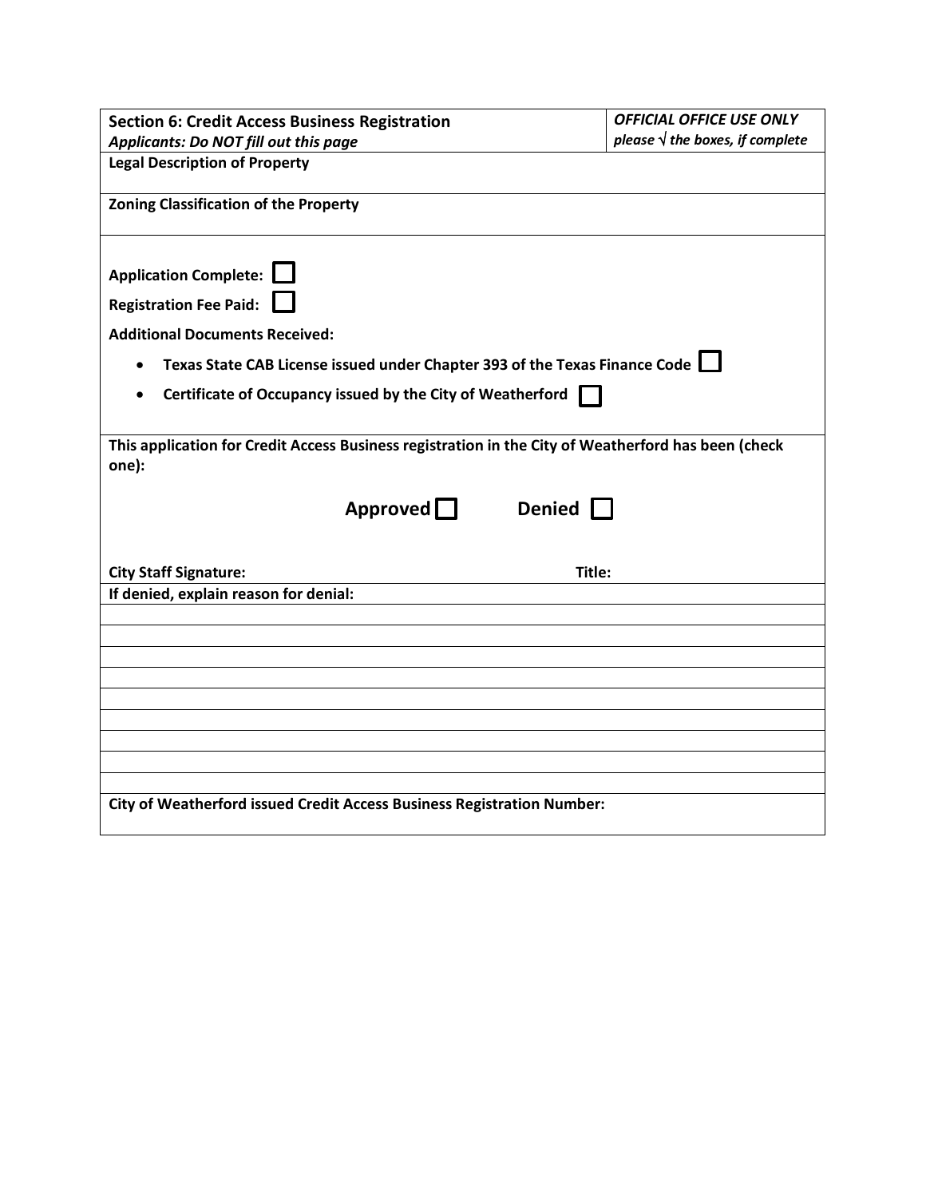| **Section 6: Credit Access Business Registration** *Applicants: Do NOT fill out this page* | ***OFFICIAL OFFICE USE ONLY*** *please √ the boxes, if complete* |
|---|---|
| **Legal Description of Property** | |
| **Zoning Classification of the Property** | |

**Application Complete:** ☐

**Registration Fee Paid:** ☐

**Additional Documents Received:**

- **Texas State CAB License issued under Chapter 393 of the Texas Finance Code** ☐
- **Certificate of Occupancy issued by the City of Weatherford** ☐

**This application for Credit Access Business registration in the City of Weatherford has been (check one):**

**Approved** ☐ **Denied** ☐

**City Staff Signature:** **Title:**

**If denied, explain reason for denial:**

**City of Weatherford issued Credit Access Business Registration Number:**